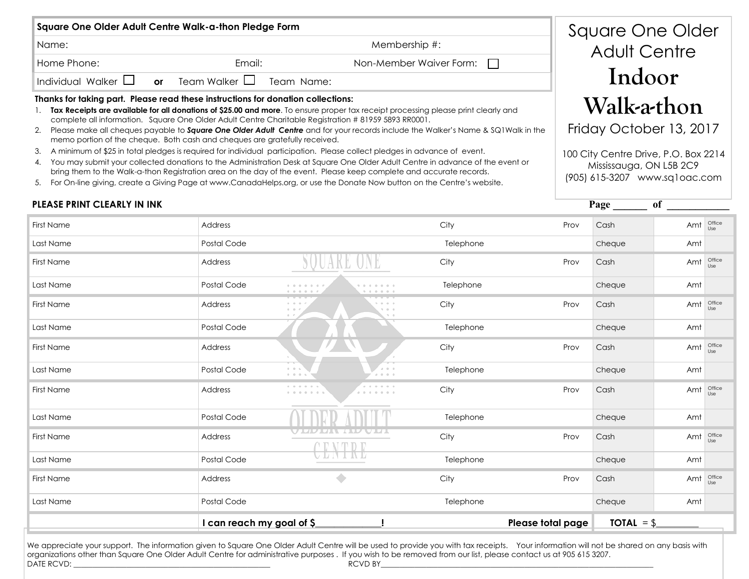# Square One Older Adult Centre Indoor Walk-a-thon

Friday October 13, 2017

100 City Centre Drive, P.O. Box 2214
Mississauga, ON L5B 2C9
(905) 615-3207 www.sq1oac.com

## Square One Older Adult Centre Walk-a-thon Pledge Form

| | | |
|---|---|---|
| Name: | | Membership #: |
| Home Phone: | Email: | Non-Member Waiver Form: ☐ |
| Individual Walker ☐ **or** Team Walker ☐ | Team Name: | |

**Thanks for taking part. Please read these instructions for donation collections:**

1. **Tax Receipts are available for all donations of $25.00 and more**. To ensure proper tax receipt processing please print clearly and complete all information. Square One Older Adult Centre Charitable Registration # 81959 5893 RR0001.
2. Please make all cheques payable to ***Square One Older Adult Centre*** and for your records include the Walker's Name & SQ1Walk in the memo portion of the cheque. Both cash and cheques are gratefully received.
3. A minimum of $25 in total pledges is required for individual participation. Please collect pledges in advance of event.
4. You may submit your collected donations to the Administration Desk at Square One Older Adult Centre in advance of the event or bring them to the Walk-a-thon Registration area on the day of the event. Please keep complete and accurate records.
5. For On-line giving, create a Giving Page at www.CanadaHelps.org, or use the Donate Now button on the Centre's website.

**PLEASE PRINT CLEARLY IN INK**

**Page ______ of ____________**

| | | | | | | |
|---|---|---|---|---|---|---|
| First Name | Address | City | Prov | Cash | Amt | Office Use |
| Last Name | Postal Code | Telephone | | Cheque | Amt | |
| First Name | Address | City | Prov | Cash | Amt | Office Use |
| Last Name | Postal Code | Telephone | | Cheque | Amt | |
| First Name | Address | City | Prov | Cash | Amt | Office Use |
| Last Name | Postal Code | Telephone | | Cheque | Amt | |
| First Name | Address | City | Prov | Cash | Amt | Office Use |
| Last Name | Postal Code | Telephone | | Cheque | Amt | |
| First Name | Address | City | Prov | Cash | Amt | Office Use |
| Last Name | Postal Code | Telephone | | Cheque | Amt | |
| First Name | Address | City | Prov | Cash | Amt | Office Use |
| Last Name | Postal Code | Telephone | | Cheque | Amt | |
| First Name | Address | City | Prov | Cash | Amt | Office Use |
| Last Name | Postal Code | Telephone | | Cheque | Amt | |
| | **I can reach my goal of $_____________!** | **Please total page** | | **TOTAL** = $_________ | | |

We appreciate your support. The information given to Square One Older Adult Centre will be used to provide you with tax receipts. Your information will not be shared on any basis with organizations other than Square One Older Adult Centre for administrative purposes . If you wish to be removed from our list, please contact us at 905 615 3207.

DATE RCVD: ______________________________________ RCVD BY______________________________________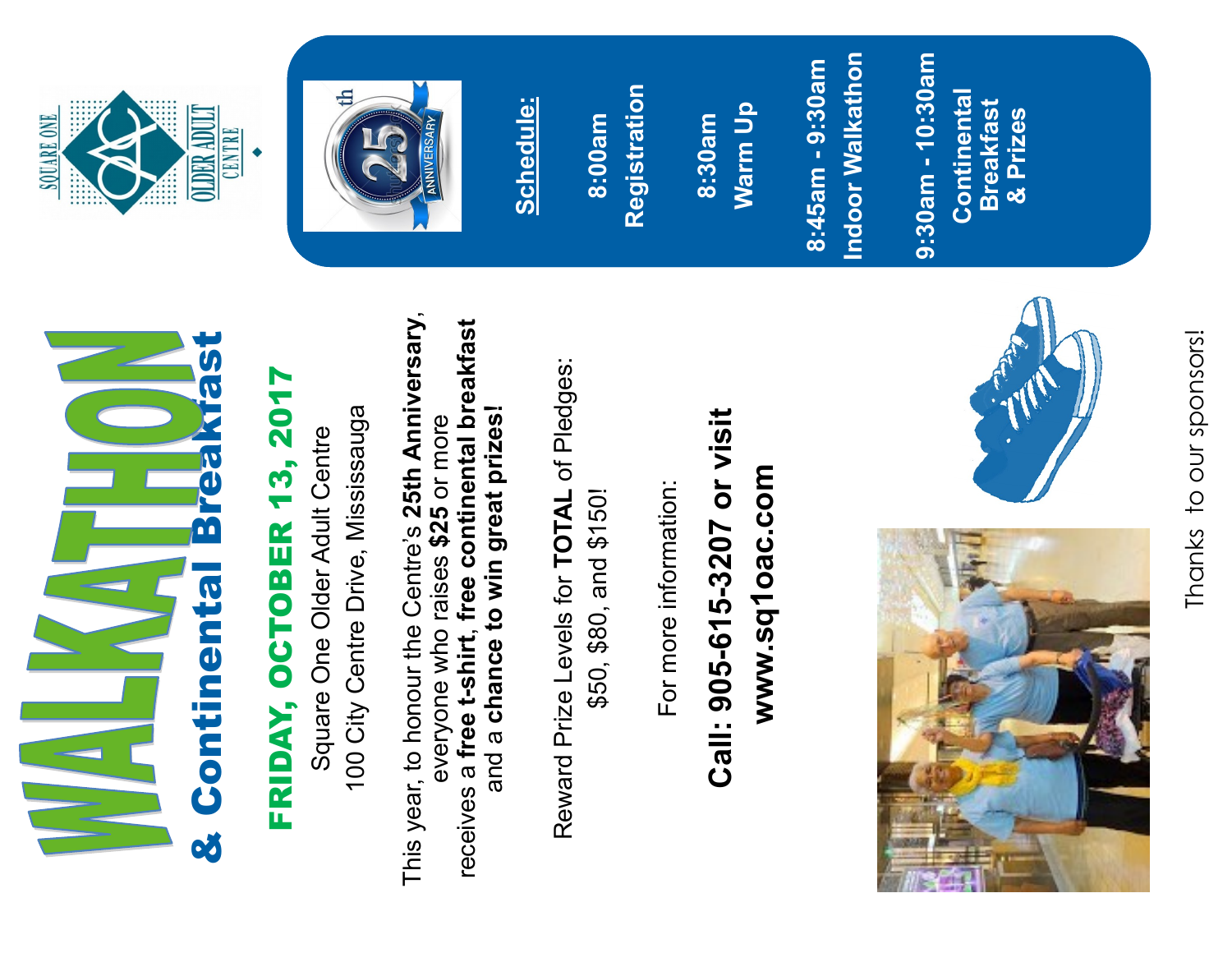# WALKATHON

## & Continental Breakfast

**FRIDAY, OCTOBER 13, 2017**

Square One Older Adult Centre

100 City Centre Drive, Mississauga

This year, to honour the Centre's **25th Anniversary**, everyone who raises **$25** or more receives a **free t-shirt**, **free continental breakfast** and a **chance to win great prizes!**

Reward Prize Levels for **TOTAL** of Pledges:

$50, $80, and $150!

For more information:

**Call: 905-615-3207 or visit**

**www.sq1oac.com**

**Schedule:**

**8:00am**
**Registration**

**8:30am**
**Warm Up**

**8:45am - 9:30am**
**Indoor Walkathon**

**9:30am - 10:30am**
**Continental Breakfast & Prizes**

Thanks to our sponsors!